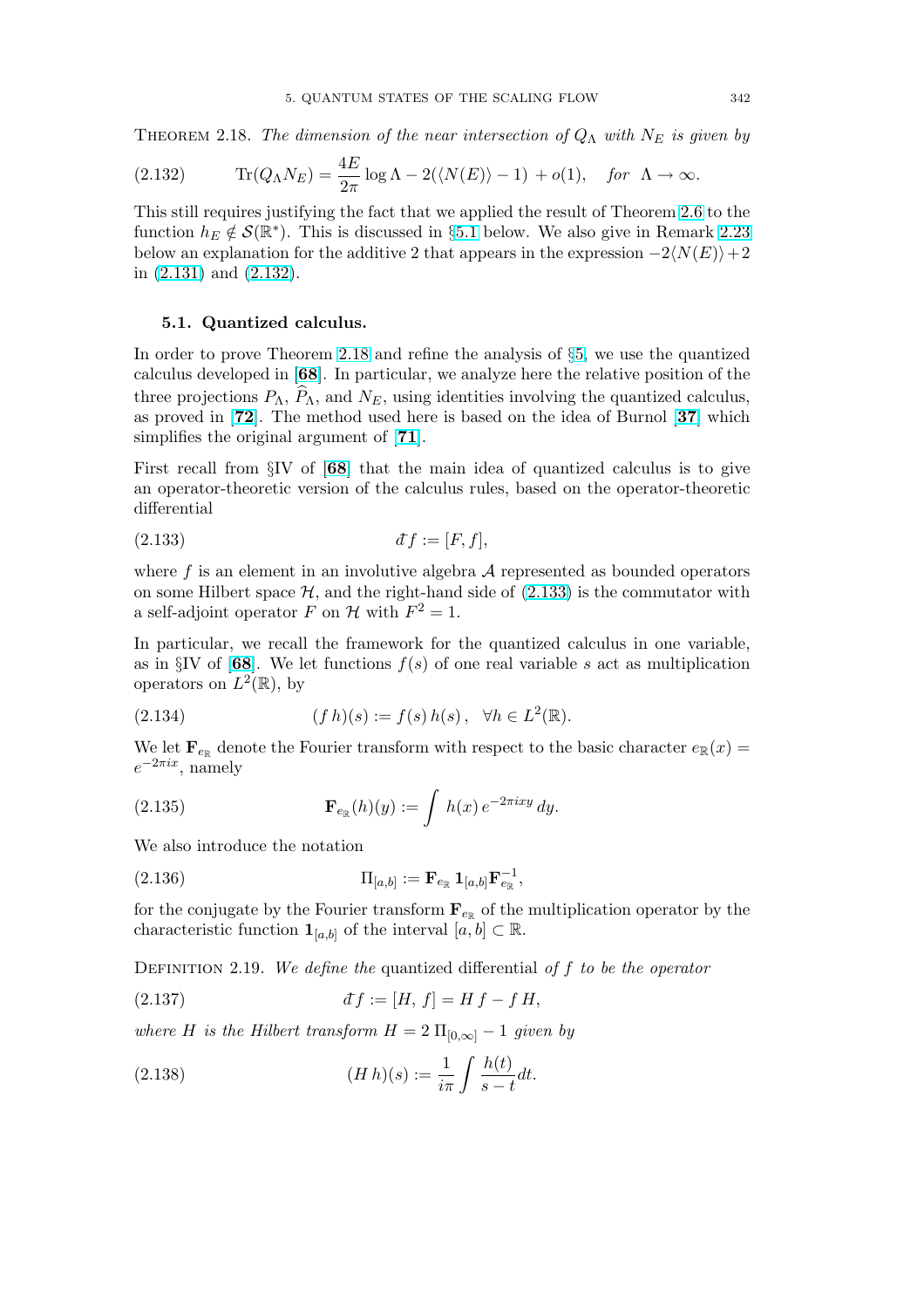Theorem 2.18. *The dimension of the near intersection of $Q_\Lambda$ with $N_E$ is given by*

$$\mathrm{Tr}(Q_\Lambda N_E) = \frac{4E}{2\pi}\log\Lambda - 2(\langle N(E)\rangle - 1) + o(1), \quad \text{for } \Lambda \to \infty. \tag{2.132}$$

This still requires justifying the fact that we applied the result of Theorem 2.6 to the function $h_E \notin \mathcal{S}(\mathbb{R}^*)$. This is discussed in §5.1 below. We also give in Remark 2.23 below an explanation for the additive 2 that appears in the expression $-2\langle N(E)\rangle + 2$ in (2.131) and (2.132).

### 5.1. Quantized calculus.

In order to prove Theorem 2.18 and refine the analysis of §5, we use the quantized calculus developed in [**68**]. In particular, we analyze here the relative position of the three projections $P_\Lambda$, $\widehat{P}_\Lambda$, and $N_E$, using identities involving the quantized calculus, as proved in [**72**]. The method used here is based on the idea of Burnol [**37**] which simplifies the original argument of [**71**].

First recall from §IV of [**68**] that the main idea of quantized calculus is to give an operator-theoretic version of the calculus rules, based on the operator-theoretic differential

$$đf := [F, f], \tag{2.133}$$

where $f$ is an element in an involutive algebra $\mathcal{A}$ represented as bounded operators on some Hilbert space $\mathcal{H}$, and the right-hand side of (2.133) is the commutator with a self-adjoint operator $F$ on $\mathcal{H}$ with $F^2 = 1$.

In particular, we recall the framework for the quantized calculus in one variable, as in §IV of [**68**]. We let functions $f(s)$ of one real variable $s$ act as multiplication operators on $L^2(\mathbb{R})$, by

$$(f\,h)(s) := f(s)\,h(s)\,, \quad \forall h \in L^2(\mathbb{R}). \tag{2.134}$$

We let $\mathbf{F}_{e_\mathbb{R}}$ denote the Fourier transform with respect to the basic character $e_\mathbb{R}(x) = e^{-2\pi i x}$, namely

$$\mathbf{F}_{e_\mathbb{R}}(h)(y) := \int h(x)\,e^{-2\pi i x y}\,dy. \tag{2.135}$$

We also introduce the notation

$$\Pi_{[a,b]} := \mathbf{F}_{e_\mathbb{R}}\,\mathbf{1}_{[a,b]}\mathbf{F}_{e_\mathbb{R}}^{-1}, \tag{2.136}$$

for the conjugate by the Fourier transform $\mathbf{F}_{e_\mathbb{R}}$ of the multiplication operator by the characteristic function $\mathbf{1}_{[a,b]}$ of the interval $[a,b] \subset \mathbb{R}$.

Definition 2.19. *We define the* quantized differential *of $f$ to be the operator*

$$đf := [H,\, f] = H\,f - f\,H, \tag{2.137}$$

*where $H$ is the Hilbert transform $H = 2\,\Pi_{[0,\infty]} - 1$ given by*

$$(H\,h)(s) := \frac{1}{i\pi}\int \frac{h(t)}{s-t}dt. \tag{2.138}$$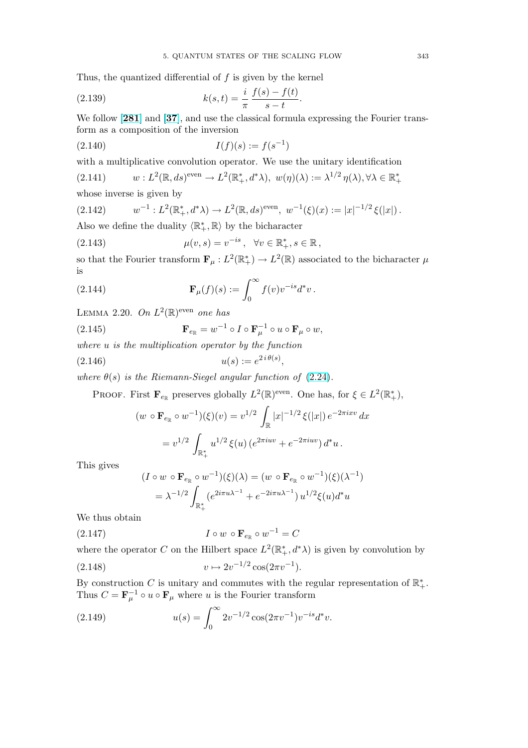Thus, the quantized differential of $f$ is given by the kernel

$$k(s,t) = \frac{i}{\pi}\,\frac{f(s)-f(t)}{s-t}. \tag{2.139}$$

We follow [**281**] and [**37**], and use the classical formula expressing the Fourier transform as a composition of the inversion

$$I(f)(s) := f(s^{-1}) \tag{2.140}$$

with a multiplicative convolution operator. We use the unitary identification

$$w : L^2(\mathbb{R}, ds)^{\text{even}} \to L^2(\mathbb{R}_+^*, d^*\lambda),\ w(\eta)(\lambda) := \lambda^{1/2}\,\eta(\lambda), \forall \lambda \in \mathbb{R}_+^* \tag{2.141}$$

whose inverse is given by

$$w^{-1} : L^2(\mathbb{R}_+^*, d^*\lambda) \to L^2(\mathbb{R}, ds)^{\text{even}},\ w^{-1}(\xi)(x) := |x|^{-1/2}\,\xi(|x|)\,. \tag{2.142}$$

Also we define the duality $\langle \mathbb{R}_+^*, \mathbb{R}\rangle$ by the bicharacter

$$\mu(v,s) = v^{-is}\,,\quad \forall v \in \mathbb{R}_+^*, s \in \mathbb{R}\,, \tag{2.143}$$

so that the Fourier transform $\mathbf{F}_\mu : L^2(\mathbb{R}_+^*) \to L^2(\mathbb{R})$ associated to the bicharacter $\mu$ is

$$\mathbf{F}_\mu(f)(s) := \int_0^\infty f(v) v^{-is} d^*v\,. \tag{2.144}$$

LEMMA 2.20. *On $L^2(\mathbb{R})^{\text{even}}$ one has*

$$\mathbf{F}_{e_\mathbb{R}} = w^{-1} \circ I \circ \mathbf{F}_\mu^{-1} \circ u \circ \mathbf{F}_\mu \circ w, \tag{2.145}$$

*where $u$ is the multiplication operator by the function*

$$u(s) := e^{2\,i\,\theta(s)}, \tag{2.146}$$

*where $\theta(s)$ is the Riemann-Siegel angular function of* (2.24).

PROOF. First $\mathbf{F}_{e_\mathbb{R}}$ preserves globally $L^2(\mathbb{R})^{\text{even}}$. One has, for $\xi \in L^2(\mathbb{R}_+^*)$,

$$(w \circ \mathbf{F}_{e_\mathbb{R}} \circ w^{-1})(\xi)(v) = v^{1/2} \int_\mathbb{R} |x|^{-1/2}\,\xi(|x|)\,e^{-2\pi i x v}\,dx$$

$$= v^{1/2} \int_{\mathbb{R}_+^*} u^{1/2}\,\xi(u)\,(e^{2\pi i u v} + e^{-2\pi i u v})\,d^*u\,.$$

This gives

$$(I \circ w \circ \mathbf{F}_{e_\mathbb{R}} \circ w^{-1})(\xi)(\lambda) = (w \circ \mathbf{F}_{e_\mathbb{R}} \circ w^{-1})(\xi)(\lambda^{-1})$$

$$= \lambda^{-1/2} \int_{\mathbb{R}_+^*} (e^{2i\pi u \lambda^{-1}} + e^{-2i\pi u\lambda^{-1}})\,u^{1/2}\xi(u) d^*u$$

We thus obtain

$$I \circ w \circ \mathbf{F}_{e_\mathbb{R}} \circ w^{-1} = C \tag{2.147}$$

where the operator $C$ on the Hilbert space $L^2(\mathbb{R}_+^*, d^*\lambda)$ is given by convolution by

$$v \mapsto 2v^{-1/2}\cos(2\pi v^{-1}). \tag{2.148}$$

By construction $C$ is unitary and commutes with the regular representation of $\mathbb{R}_+^*$. Thus $C = \mathbf{F}_\mu^{-1} \circ u \circ \mathbf{F}_\mu$ where $u$ is the Fourier transform

$$u(s) = \int_0^\infty 2v^{-1/2}\cos(2\pi v^{-1}) v^{-is} d^*v. \tag{2.149}$$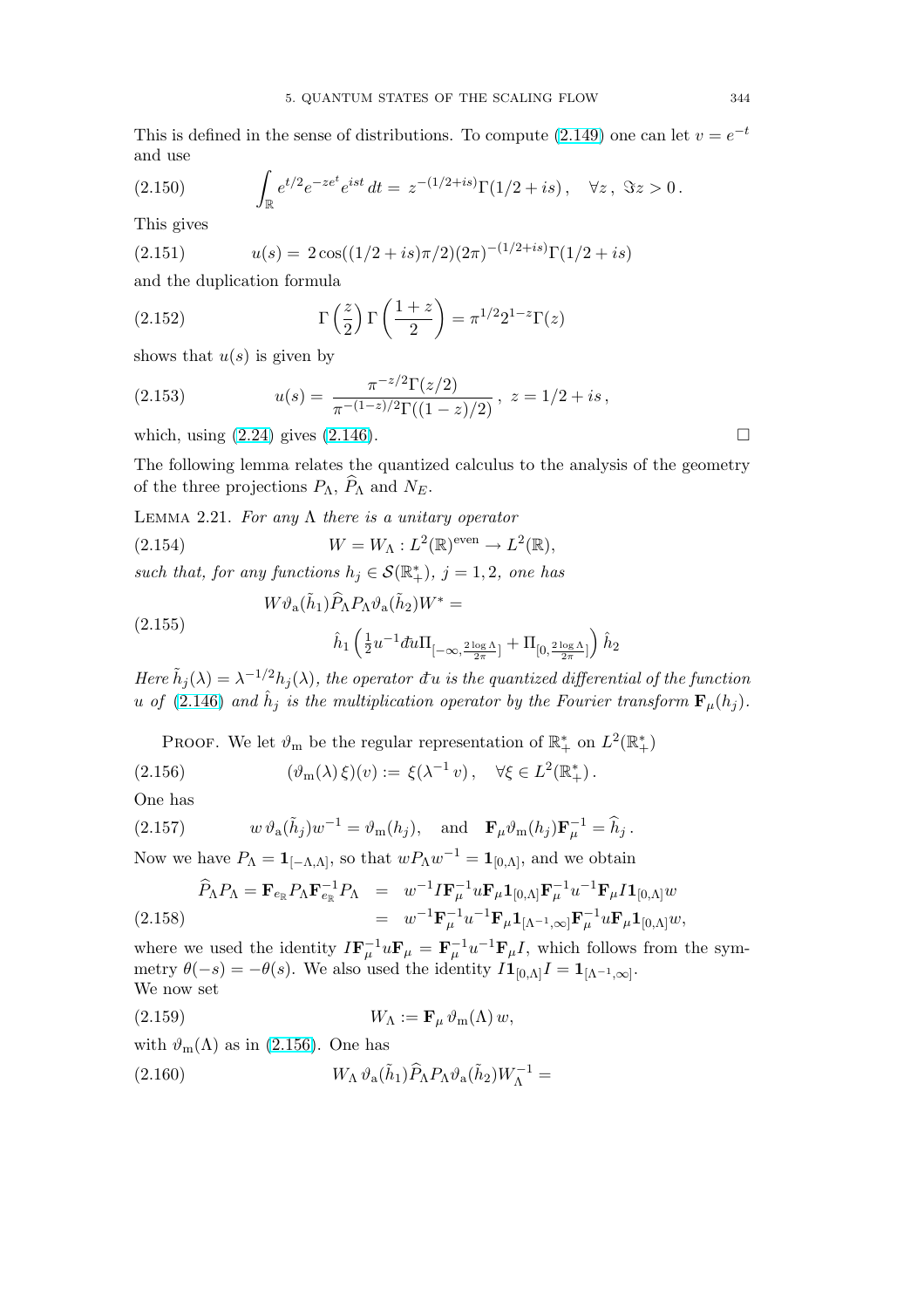This is defined in the sense of distributions. To compute (2.149) one can let $v = e^{-t}$ and use

$$\int_{\mathbb{R}} e^{t/2} e^{-ze^t} e^{ist}\, dt = z^{-(1/2+is)}\Gamma(1/2+is)\,, \quad \forall z\,,\ \Im z > 0\,. \tag{2.150}$$

This gives

$$u(s) = 2\cos((1/2+is)\pi/2)(2\pi)^{-(1/2+is)}\Gamma(1/2+is) \tag{2.151}$$

and the duplication formula

$$\Gamma\left(\frac{z}{2}\right)\Gamma\left(\frac{1+z}{2}\right) = \pi^{1/2}2^{1-z}\Gamma(z) \tag{2.152}$$

shows that $u(s)$ is given by

$$u(s) = \frac{\pi^{-z/2}\Gamma(z/2)}{\pi^{-(1-z)/2}\Gamma((1-z)/2)}\,,\ z = 1/2+is\,, \tag{2.153}$$

which, using (2.24) gives (2.146). □

The following lemma relates the quantized calculus to the analysis of the geometry of the three projections $P_\Lambda$, $\widehat{P}_\Lambda$ and $N_E$.

Lemma 2.21. *For any $\Lambda$ there is a unitary operator*

$$W = W_\Lambda : L^2(\mathbb{R})^{\rm even} \to L^2(\mathbb{R}), \tag{2.154}$$

*such that, for any functions $h_j \in \mathcal{S}(\mathbb{R}_+^*)$, $j = 1,2$, one has*

$$W\vartheta_{\rm a}(\tilde{h}_1)\widehat{P}_\Lambda P_\Lambda \vartheta_{\rm a}(\tilde{h}_2)W^* = \hat{h}_1\left(\tfrac{1}{2}u^{-1}\text{đ}u\,\Pi_{[-\infty,\frac{2\log\Lambda}{2\pi}]} + \Pi_{[0,\frac{2\log\Lambda}{2\pi}]}\right)\hat{h}_2 \tag{2.155}$$

*Here $\tilde{h}_j(\lambda) = \lambda^{-1/2}h_j(\lambda)$, the operator $\text{đ}u$ is the quantized differential of the function $u$ of (2.146) and $\hat{h}_j$ is the multiplication operator by the Fourier transform $\mathbf{F}_\mu(h_j)$.*

Proof. We let $\vartheta_{\rm m}$ be the regular representation of $\mathbb{R}_+^*$ on $L^2(\mathbb{R}_+^*)$

$$(\vartheta_{\rm m}(\lambda)\,\xi)(v) := \xi(\lambda^{-1}v)\,, \quad \forall \xi \in L^2(\mathbb{R}_+^*)\,. \tag{2.156}$$

One has

$$w\,\vartheta_{\rm a}(\tilde{h}_j)w^{-1} = \vartheta_{\rm m}(h_j), \quad \text{and} \quad \mathbf{F}_\mu\vartheta_{\rm m}(h_j)\mathbf{F}_\mu^{-1} = \widehat{h}_j\,. \tag{2.157}$$

Now we have $P_\Lambda = \mathbf{1}_{[-\Lambda,\Lambda]}$, so that $wP_\Lambda w^{-1} = \mathbf{1}_{[0,\Lambda]}$, and we obtain

$$\begin{aligned}
\widehat{P}_\Lambda P_\Lambda = \mathbf{F}_{e_{\mathbb{R}}} P_\Lambda \mathbf{F}_{e_{\mathbb{R}}}^{-1} P_\Lambda &= w^{-1} I \mathbf{F}_\mu^{-1} u \mathbf{F}_\mu \mathbf{1}_{[0,\Lambda]} \mathbf{F}_\mu^{-1} u^{-1} \mathbf{F}_\mu I \mathbf{1}_{[0,\Lambda]} w \\
&= w^{-1} \mathbf{F}_\mu^{-1} u^{-1} \mathbf{F}_\mu \mathbf{1}_{[\Lambda^{-1},\infty]} \mathbf{F}_\mu^{-1} u \mathbf{F}_\mu \mathbf{1}_{[0,\Lambda]} w,
\end{aligned} \tag{2.158}$$

where we used the identity $I\mathbf{F}_\mu^{-1}u\mathbf{F}_\mu = \mathbf{F}_\mu^{-1}u^{-1}\mathbf{F}_\mu I$, which follows from the symmetry $\theta(-s) = -\theta(s)$. We also used the identity $I\mathbf{1}_{[0,\Lambda]}I = \mathbf{1}_{[\Lambda^{-1},\infty]}$.
We now set

$$W_\Lambda := \mathbf{F}_\mu\,\vartheta_{\rm m}(\Lambda)\,w, \tag{2.159}$$

with $\vartheta_{\rm m}(\Lambda)$ as in (2.156). One has

$$W_\Lambda\,\vartheta_{\rm a}(\tilde{h}_1)\widehat{P}_\Lambda P_\Lambda \vartheta_{\rm a}(\tilde{h}_2)W_\Lambda^{-1} = \tag{2.160}$$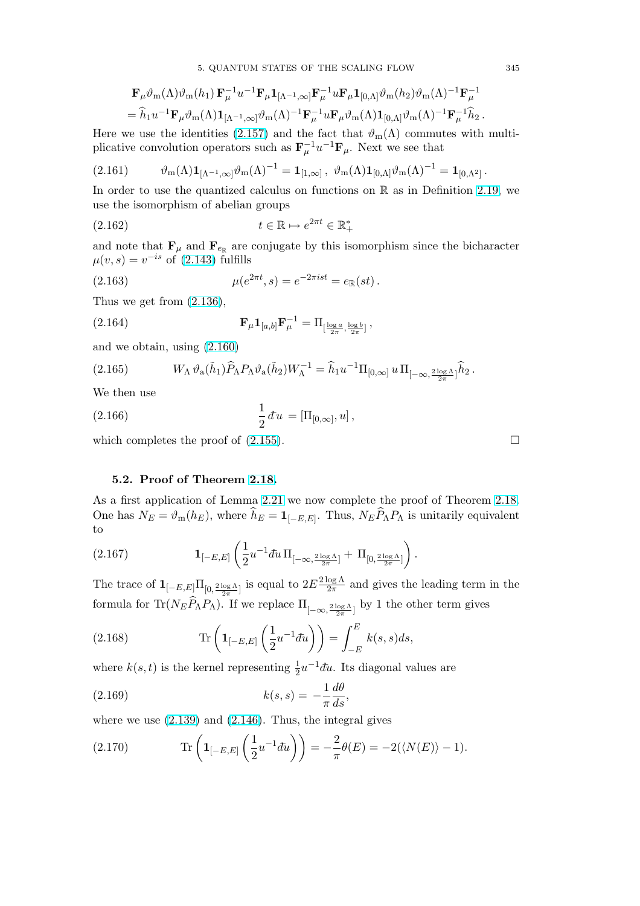$$\mathbf{F}_\mu \vartheta_{\mathrm{m}}(\Lambda)\vartheta_{\mathrm{m}}(h_1)\,\mathbf{F}_\mu^{-1} u^{-1} \mathbf{F}_\mu \mathbf{1}_{[\Lambda^{-1},\infty]} \mathbf{F}_\mu^{-1} u \mathbf{F}_\mu \mathbf{1}_{[0,\Lambda]} \vartheta_{\mathrm{m}}(h_2)\vartheta_{\mathrm{m}}(\Lambda)^{-1}\mathbf{F}_\mu^{-1}$$
$$= \widehat{h}_1 u^{-1} \mathbf{F}_\mu \vartheta_{\mathrm{m}}(\Lambda) \mathbf{1}_{[\Lambda^{-1},\infty]} \vartheta_{\mathrm{m}}(\Lambda)^{-1} \mathbf{F}_\mu^{-1} u \mathbf{F}_\mu \vartheta_{\mathrm{m}}(\Lambda) \mathbf{1}_{[0,\Lambda]} \vartheta_{\mathrm{m}}(\Lambda)^{-1} \mathbf{F}_\mu^{-1} \widehat{h}_2 \,.$$

Here we use the identities (2.157) and the fact that $\vartheta_{\mathrm{m}}(\Lambda)$ commutes with multiplicative convolution operators such as $\mathbf{F}_\mu^{-1} u^{-1} \mathbf{F}_\mu$. Next we see that

$$\vartheta_{\mathrm{m}}(\Lambda)\mathbf{1}_{[\Lambda^{-1},\infty]}\vartheta_{\mathrm{m}}(\Lambda)^{-1} = \mathbf{1}_{[1,\infty]}\,,\ \ \vartheta_{\mathrm{m}}(\Lambda)\mathbf{1}_{[0,\Lambda]}\vartheta_{\mathrm{m}}(\Lambda)^{-1} = \mathbf{1}_{[0,\Lambda^2]}\,. \tag{2.161}$$

In order to use the quantized calculus on functions on $\mathbb{R}$ as in Definition 2.19, we use the isomorphism of abelian groups

$$t \in \mathbb{R} \mapsto e^{2\pi t} \in \mathbb{R}_+^* \tag{2.162}$$

and note that $\mathbf{F}_\mu$ and $\mathbf{F}_{e_{\mathbb{R}}}$ are conjugate by this isomorphism since the bicharacter $\mu(v,s) = v^{-is}$ of (2.143) fulfills

$$\mu(e^{2\pi t}, s) = e^{-2\pi i s t} = e_{\mathbb{R}}(st)\,. \tag{2.163}$$

Thus we get from (2.136),

$$\mathbf{F}_\mu \mathbf{1}_{[a,b]} \mathbf{F}_\mu^{-1} = \Pi_{[\frac{\log a}{2\pi}, \frac{\log b}{2\pi}]}\,, \tag{2.164}$$

and we obtain, using (2.160)

$$W_\Lambda\, \vartheta_{\mathrm{a}}(\tilde{h}_1) \widehat{P}_\Lambda P_\Lambda \vartheta_{\mathrm{a}}(\tilde{h}_2) W_\Lambda^{-1} = \widehat{h}_1 u^{-1} \Pi_{[0,\infty]}\, u\, \Pi_{[-\infty, \frac{2\log\Lambda}{2\pi}]} \widehat{h}_2\,. \tag{2.165}$$

We then use

$$\frac{1}{2}\, đu = [\Pi_{[0,\infty]}, u]\,, \tag{2.166}$$

which completes the proof of (2.155). $\square$

### 5.2. Proof of Theorem 2.18.

As a first application of Lemma 2.21 we now complete the proof of Theorem 2.18. One has $N_E = \vartheta_{\mathrm{m}}(h_E)$, where $\widehat{h}_E = \mathbf{1}_{[-E,E]}$. Thus, $N_E \widehat{P}_\Lambda P_\Lambda$ is unitarily equivalent to

$$\mathbf{1}_{[-E,E]} \left( \frac{1}{2} u^{-1} đu\, \Pi_{[-\infty, \frac{2\log\Lambda}{2\pi}]} + \Pi_{[0, \frac{2\log\Lambda}{2\pi}]} \right). \tag{2.167}$$

The trace of $\mathbf{1}_{[-E,E]} \Pi_{[0, \frac{2\log\Lambda}{2\pi}]}$ is equal to $2E \frac{2\log\Lambda}{2\pi}$ and gives the leading term in the formula for $\mathrm{Tr}(N_E \widehat{P}_\Lambda P_\Lambda)$. If we replace $\Pi_{[-\infty, \frac{2\log\Lambda}{2\pi}]}$ by 1 the other term gives

$$\mathrm{Tr}\left( \mathbf{1}_{[-E,E]} \left( \frac{1}{2} u^{-1} đu \right) \right) = \int_{-E}^{E} k(s,s) ds, \tag{2.168}$$

where $k(s,t)$ is the kernel representing $\frac{1}{2} u^{-1} đu$. Its diagonal values are

$$k(s,s) = -\frac{1}{\pi} \frac{d\theta}{ds}, \tag{2.169}$$

where we use (2.139) and (2.146). Thus, the integral gives

$$\mathrm{Tr}\left( \mathbf{1}_{[-E,E]} \left( \frac{1}{2} u^{-1} đu \right) \right) = -\frac{2}{\pi}\theta(E) = -2(\langle N(E) \rangle - 1). \tag{2.170}$$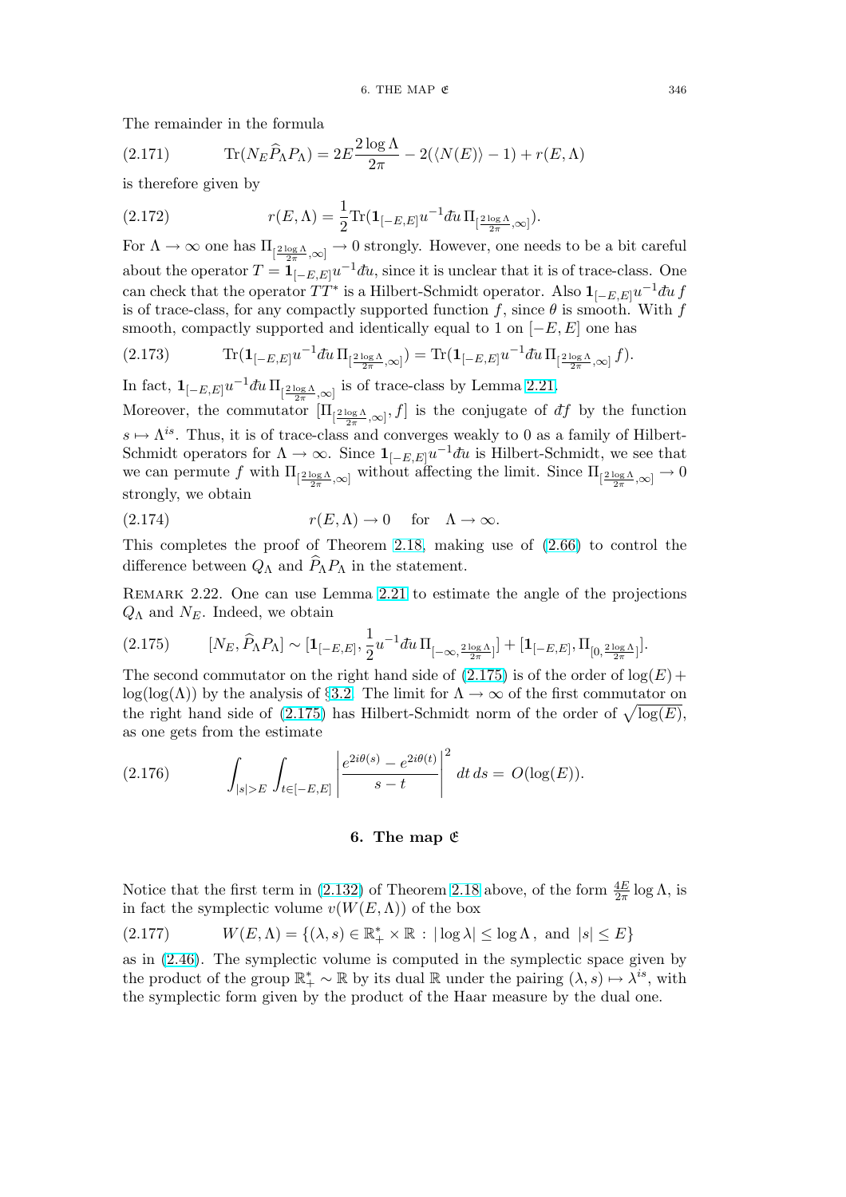The remainder in the formula

$$\operatorname{Tr}(N_E \widehat{P}_\Lambda P_\Lambda) = 2E\frac{2\log\Lambda}{2\pi} - 2(\langle N(E)\rangle - 1) + r(E,\Lambda) \tag{2.171}$$

is therefore given by

$$r(E,\Lambda) = \frac{1}{2}\operatorname{Tr}(\mathbf{1}_{[-E,E]}u^{-1}ƌu\,\Pi_{[\frac{2\log\Lambda}{2\pi},\infty]}). \tag{2.172}$$

For $\Lambda \to \infty$ one has $\Pi_{[\frac{2\log\Lambda}{2\pi},\infty]} \to 0$ strongly. However, one needs to be a bit careful about the operator $T = \mathbf{1}_{[-E,E]}u^{-1}ƌu$, since it is unclear that it is of trace-class. One can check that the operator $TT^*$ is a Hilbert-Schmidt operator. Also $\mathbf{1}_{[-E,E]}u^{-1}ƌu\, f$ is of trace-class, for any compactly supported function $f$, since $\theta$ is smooth. With $f$ smooth, compactly supported and identically equal to 1 on $[-E,E]$ one has

$$\operatorname{Tr}(\mathbf{1}_{[-E,E]}u^{-1}ƌu\,\Pi_{[\frac{2\log\Lambda}{2\pi},\infty]}) = \operatorname{Tr}(\mathbf{1}_{[-E,E]}u^{-1}ƌu\,\Pi_{[\frac{2\log\Lambda}{2\pi},\infty]}\, f). \tag{2.173}$$

In fact, $\mathbf{1}_{[-E,E]}u^{-1}ƌu\,\Pi_{[\frac{2\log\Lambda}{2\pi},\infty]}$ is of trace-class by Lemma 2.21.

Moreover, the commutator $[\Pi_{[\frac{2\log\Lambda}{2\pi},\infty]}, f]$ is the conjugate of $ƌf$ by the function $s \mapsto \Lambda^{is}$. Thus, it is of trace-class and converges weakly to 0 as a family of Hilbert-Schmidt operators for $\Lambda \to \infty$. Since $\mathbf{1}_{[-E,E]}u^{-1}ƌu$ is Hilbert-Schmidt, we see that we can permute $f$ with $\Pi_{[\frac{2\log\Lambda}{2\pi},\infty]}$ without affecting the limit. Since $\Pi_{[\frac{2\log\Lambda}{2\pi},\infty]} \to 0$ strongly, we obtain

$$r(E,\Lambda) \to 0 \quad \text{for} \quad \Lambda \to \infty. \tag{2.174}$$

This completes the proof of Theorem 2.18, making use of (2.66) to control the difference between $Q_\Lambda$ and $\widehat{P}_\Lambda P_\Lambda$ in the statement.

Remark 2.22. One can use Lemma 2.21 to estimate the angle of the projections $Q_\Lambda$ and $N_E$. Indeed, we obtain

$$[N_E, \widehat{P}_\Lambda P_\Lambda] \sim [\mathbf{1}_{[-E,E]}, \frac{1}{2}u^{-1}ƌu\,\Pi_{[-\infty,\frac{2\log\Lambda}{2\pi}]}] + [\mathbf{1}_{[-E,E]}, \Pi_{[0,\frac{2\log\Lambda}{2\pi}]}]. \tag{2.175}$$

The second commutator on the right hand side of (2.175) is of the order of $\log(E) + \log(\log(\Lambda))$ by the analysis of §3.2. The limit for $\Lambda \to \infty$ of the first commutator on the right hand side of (2.175) has Hilbert-Schmidt norm of the order of $\sqrt{\log(E)}$, as one gets from the estimate

$$\int_{|s|>E}\int_{t\in[-E,E]} \left|\frac{e^{2i\theta(s)} - e^{2i\theta(t)}}{s-t}\right|^2 dt\, ds = O(\log(E)). \tag{2.176}$$

## 6. The map $\mathfrak{E}$

Notice that the first term in (2.132) of Theorem 2.18 above, of the form $\frac{4E}{2\pi}\log\Lambda$, is in fact the symplectic volume $v(W(E,\Lambda))$ of the box

$$W(E,\Lambda) = \{(\lambda,s) \in \mathbb{R}_+^* \times \mathbb{R} \,:\, |\log\lambda| \le \log\Lambda\,,\ \text{and}\ |s| \le E\} \tag{2.177}$$

as in (2.46). The symplectic volume is computed in the symplectic space given by the product of the group $\mathbb{R}_+^* \sim \mathbb{R}$ by its dual $\mathbb{R}$ under the pairing $(\lambda,s) \mapsto \lambda^{is}$, with the symplectic form given by the product of the Haar measure by the dual one.